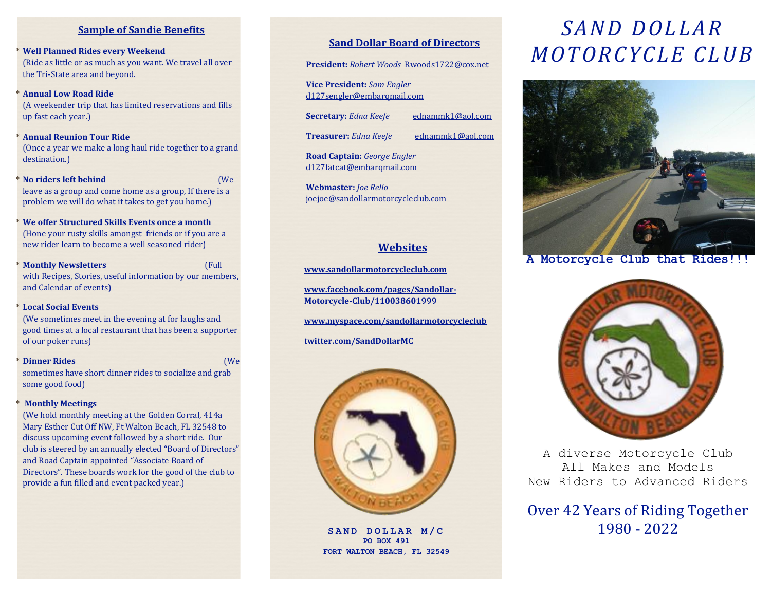## Sample of Sandie Benefits

- **Well Planned Rides every Weekend**
  (Ride as little or as much as you want. We travel all over the Tri-State area and beyond.
- **Annual Low Road Ride**
  (A weekender trip that has limited reservations and fills up fast each year.)
- **Annual Reunion Tour Ride**
  (Once a year we make a long haul ride together to a grand destination.)
- **No riders left behind**
  (We leave as a group and come home as a group, If there is a problem we will do what it takes to get you home.)
- **We offer Structured Skills Events once a month**
  (Hone your rusty skills amongst friends or if you are a new rider learn to become a well seasoned rider)
- **Monthly Newsletters**
  (Full with Recipes, Stories, useful information by our members, and Calendar of events)
- **Local Social Events**
  (We sometimes meet in the evening at for laughs and good times at a local restaurant that has been a supporter of our poker runs)
- **Dinner Rides**
  (We sometimes have short dinner rides to socialize and grab some good food)
- **Monthly Meetings**
  (We hold monthly meeting at the Golden Corral, 414a Mary Esther Cut Off NW, Ft Walton Beach, FL 32548 to discuss upcoming event followed by a short ride. Our club is steered by an annually elected "Board of Directors" and Road Captain appointed "Associate Board of Directors". These boards work for the good of the club to provide a fun filled and event packed year.)

## Sand Dollar Board of Directors

**President:** *Robert Woods* Rwoods1722@cox.net

**Vice President:** *Sam Engler* d127sengler@embarqmail.com

**Secretary:** *Edna Keefe* ednammk1@aol.com

**Treasurer:** *Edna Keefe* ednammk1@aol.com

**Road Captain:** *George Engler* d127fatcat@embarqmail.com

**Webmaster:** *Joe Rello* joejoe@sandollarmotorcycleclub.com

## Websites

**www.sandollarmotorcycleclub.com**

**www.facebook.com/pages/Sandollar-Motorcycle-Club/110038601999**

**www.myspace.com/sandollarmotorcycleclub**

**twitter.com/SandDollarMC**

**SAND DOLLAR M/C**
**PO BOX 491**
**FORT WALTON BEACH, FL 32549**

# SAND DOLLAR MOTORCYCLE CLUB

**A Motorcycle Club that Rides!!!**

A diverse Motorcycle Club
All Makes and Models
New Riders to Advanced Riders

Over 42 Years of Riding Together
1980 - 2022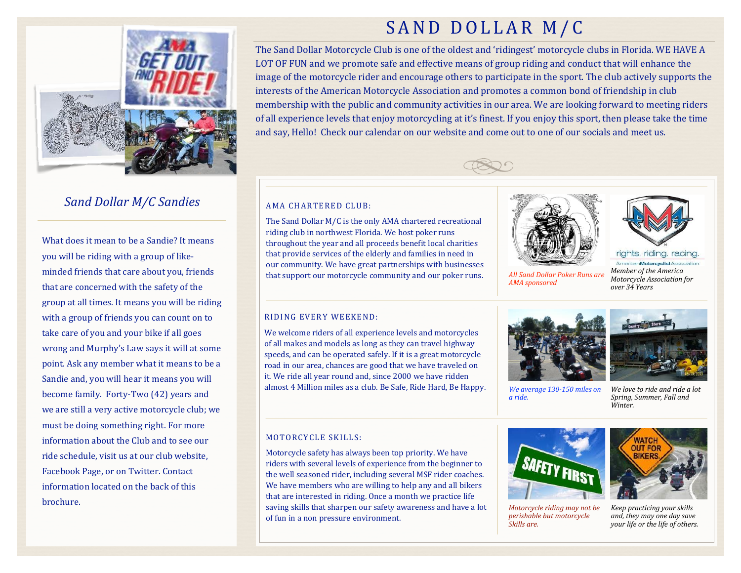# SAND DOLLAR M/C

The Sand Dollar Motorcycle Club is one of the oldest and 'ridingest' motorcycle clubs in Florida. WE HAVE A LOT OF FUN and we promote safe and effective means of group riding and conduct that will enhance the image of the motorcycle rider and encourage others to participate in the sport. The club actively supports the interests of the American Motorcycle Association and promotes a common bond of friendship in club membership with the public and community activities in our area. We are looking forward to meeting riders of all experience levels that enjoy motorcycling at it's finest. If you enjoy this sport, then please take the time and say, Hello! Check our calendar on our website and come out to one of our socials and meet us.

## *Sand Dollar M/C Sandies*

What does it mean to be a Sandie? It means you will be riding with a group of like-minded friends that care about you, friends that are concerned with the safety of the group at all times. It means you will be riding with a group of friends you can count on to take care of you and your bike if all goes wrong and Murphy's Law says it will at some point. Ask any member what it means to be a Sandie and, you will hear it means you will become family. Forty-Two (42) years and we are still a very active motorcycle club; we must be doing something right. For more information about the Club and to see our ride schedule, visit us at our club website, Facebook Page, or on Twitter. Contact information located on the back of this brochure.

### AMA CHARTERED CLUB:

The Sand Dollar M/C is the only AMA chartered recreational riding club in northwest Florida. We host poker runs throughout the year and all proceeds benefit local charities that provide services of the elderly and families in need in our community. We have great partnerships with businesses that support our motorcycle community and our poker runs.

*All Sand Dollar Poker Runs are AMA sponsored*

*Member of the America Motorcycle Association for over 34 Years*

### RIDING EVERY WEEKEND:

We welcome riders of all experience levels and motorcycles of all makes and models as long as they can travel highway speeds, and can be operated safely. If it is a great motorcycle road in our area, chances are good that we have traveled on it. We ride all year round and, since 2000 we have ridden almost 4 Million miles as a club. Be Safe, Ride Hard, Be Happy.

*We average 130-150 miles on a ride.*

*We love to ride and ride a lot Spring, Summer, Fall and Winter.*

### MOTORCYCLE SKILLS:

Motorcycle safety has always been top priority. We have riders with several levels of experience from the beginner to the well seasoned rider, including several MSF rider coaches. We have members who are willing to help any and all bikers that are interested in riding. Once a month we practice life saving skills that sharpen our safety awareness and have a lot of fun in a non pressure environment.

*Motorcycle riding may not be perishable but motorcycle Skills are.*

*Keep practicing your skills and, they may one day save your life or the life of others.*